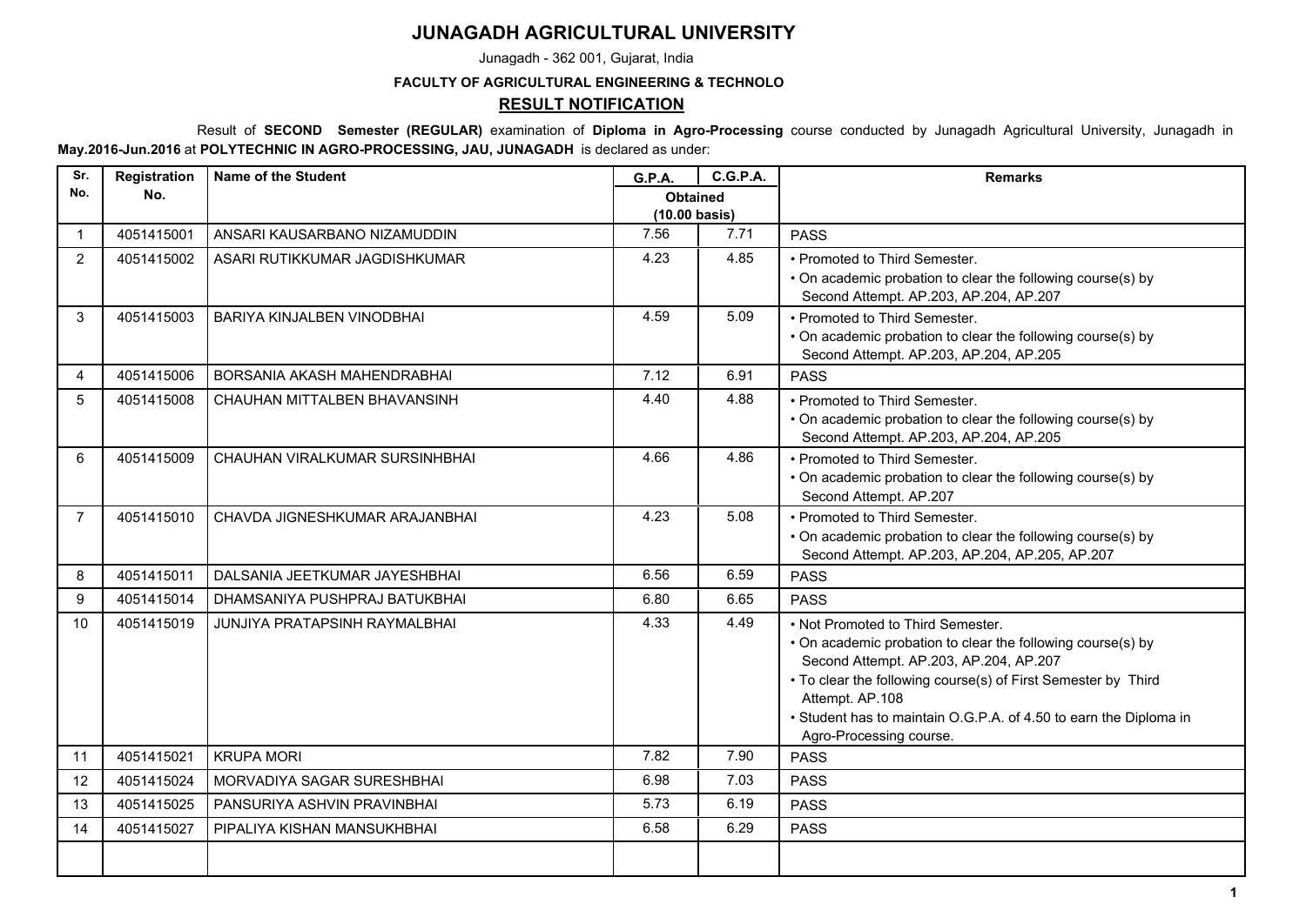# JUNAGADH AGRICULTURAL UNIVERSITY

Junagadh - 362 001, Gujarat, India

**FACULTY OF AGRICULTURAL ENGINEERING & TECHNOLO**

## RESULT NOTIFICATION

Result of **SECOND Semester (REGULAR)** examination of **Diploma in Agro-Processing** course conducted by Junagadh Agricultural University, Junagadh in **May.2016-Jun.2016** at **POLYTECHNIC IN AGRO-PROCESSING, JAU, JUNAGADH** is declared as under:

| Sr. No. | Registration No. | Name of the Student | G.P.A. | C.G.P.A. | Remarks |
|---|---|---|---|---|---|
| | | | Obtained (10.00 basis) | | |
| 1 | 4051415001 | ANSARI KAUSARBANO NIZAMUDDIN | 7.56 | 7.71 | PASS |
| 2 | 4051415002 | ASARI RUTIKKUMAR JAGDISHKUMAR | 4.23 | 4.85 | • Promoted to Third Semester.<br>• On academic probation to clear the following course(s) by Second Attempt. AP.203, AP.204, AP.207 |
| 3 | 4051415003 | BARIYA KINJALBEN VINODBHAI | 4.59 | 5.09 | • Promoted to Third Semester.<br>• On academic probation to clear the following course(s) by Second Attempt. AP.203, AP.204, AP.205 |
| 4 | 4051415006 | BORSANIA AKASH MAHENDRABHAI | 7.12 | 6.91 | PASS |
| 5 | 4051415008 | CHAUHAN MITTALBEN BHAVANSINH | 4.40 | 4.88 | • Promoted to Third Semester.<br>• On academic probation to clear the following course(s) by Second Attempt. AP.203, AP.204, AP.205 |
| 6 | 4051415009 | CHAUHAN VIRALKUMAR SURSINHBHAI | 4.66 | 4.86 | • Promoted to Third Semester.<br>• On academic probation to clear the following course(s) by Second Attempt. AP.207 |
| 7 | 4051415010 | CHAVDA JIGNESHKUMAR ARAJANBHAI | 4.23 | 5.08 | • Promoted to Third Semester.<br>• On academic probation to clear the following course(s) by Second Attempt. AP.203, AP.204, AP.205, AP.207 |
| 8 | 4051415011 | DALSANIA JEETKUMAR JAYESHBHAI | 6.56 | 6.59 | PASS |
| 9 | 4051415014 | DHAMSANIYA PUSHPRAJ BATUKBHAI | 6.80 | 6.65 | PASS |
| 10 | 4051415019 | JUNJIYA PRATAPSINH RAYMALBHAI | 4.33 | 4.49 | • Not Promoted to Third Semester.<br>• On academic probation to clear the following course(s) by Second Attempt. AP.203, AP.204, AP.207<br>• To clear the following course(s) of First Semester by Third Attempt. AP.108<br>• Student has to maintain O.G.P.A. of 4.50 to earn the Diploma in Agro-Processing course. |
| 11 | 4051415021 | KRUPA MORI | 7.82 | 7.90 | PASS |
| 12 | 4051415024 | MORVADIYA SAGAR SURESHBHAI | 6.98 | 7.03 | PASS |
| 13 | 4051415025 | PANSURIYA ASHVIN PRAVINBHAI | 5.73 | 6.19 | PASS |
| 14 | 4051415027 | PIPALIYA KISHAN MANSUKHBHAI | 6.58 | 6.29 | PASS |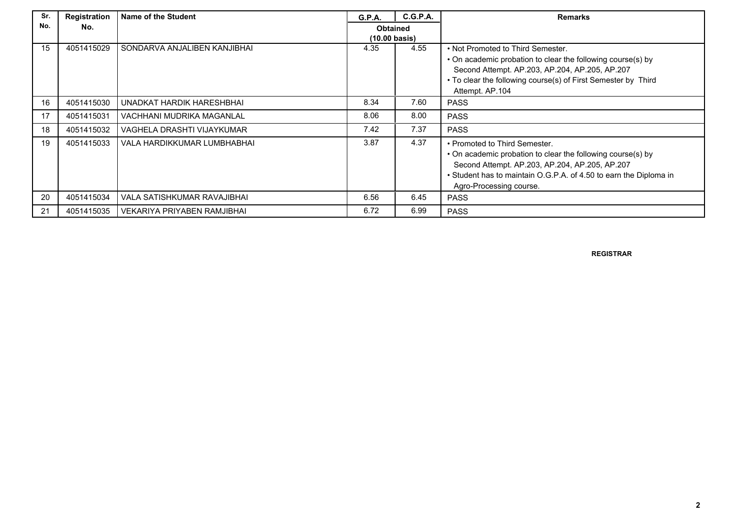| Sr. No. | Registration No. | Name of the Student | G.P.A. | C.G.P.A. | Remarks |
|---|---|---|---|---|---|
| | | | Obtained (10.00 basis) | | |
| 15 | 4051415029 | SONDARVA ANJALIBEN KANJIBHAI | 4.35 | 4.55 | • Not Promoted to Third Semester. • On academic probation to clear the following course(s) by Second Attempt. AP.203, AP.204, AP.205, AP.207 • To clear the following course(s) of First Semester by Third Attempt. AP.104 |
| 16 | 4051415030 | UNADKAT HARDIK HARESHBHAI | 8.34 | 7.60 | PASS |
| 17 | 4051415031 | VACHHANI MUDRIKA MAGANLAL | 8.06 | 8.00 | PASS |
| 18 | 4051415032 | VAGHELA DRASHTI VIJAYKUMAR | 7.42 | 7.37 | PASS |
| 19 | 4051415033 | VALA HARDIKKUMAR LUMBHABHAI | 3.87 | 4.37 | • Promoted to Third Semester. • On academic probation to clear the following course(s) by Second Attempt. AP.203, AP.204, AP.205, AP.207 • Student has to maintain O.G.P.A. of 4.50 to earn the Diploma in Agro-Processing course. |
| 20 | 4051415034 | VALA SATISHKUMAR RAVAJIBHAI | 6.56 | 6.45 | PASS |
| 21 | 4051415035 | VEKARIYA PRIYABEN RAMJIBHAI | 6.72 | 6.99 | PASS |

**REGISTRAR**